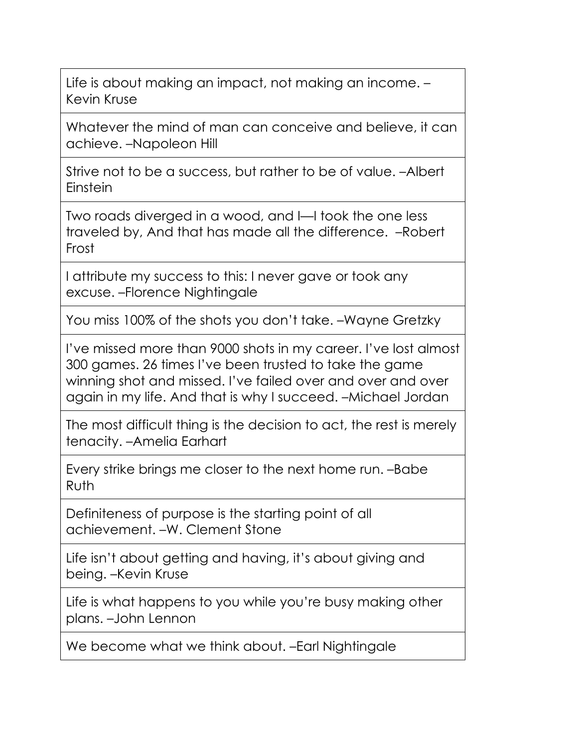| |
|---|
| Life is about making an impact, not making an income. –Kevin Kruse |
| Whatever the mind of man can conceive and believe, it can achieve. –Napoleon Hill |
| Strive not to be a success, but rather to be of value. –Albert Einstein |
| Two roads diverged in a wood, and I—I took the one less traveled by, And that has made all the difference. –Robert Frost |
| I attribute my success to this: I never gave or took any excuse. –Florence Nightingale |
| You miss 100% of the shots you don't take. –Wayne Gretzky |
| I've missed more than 9000 shots in my career. I've lost almost 300 games. 26 times I've been trusted to take the game winning shot and missed. I've failed over and over and over again in my life. And that is why I succeed. –Michael Jordan |
| The most difficult thing is the decision to act, the rest is merely tenacity. –Amelia Earhart |
| Every strike brings me closer to the next home run. –Babe Ruth |
| Definiteness of purpose is the starting point of all achievement. –W. Clement Stone |
| Life isn't about getting and having, it's about giving and being. –Kevin Kruse |
| Life is what happens to you while you're busy making other plans. –John Lennon |
| We become what we think about. –Earl Nightingale |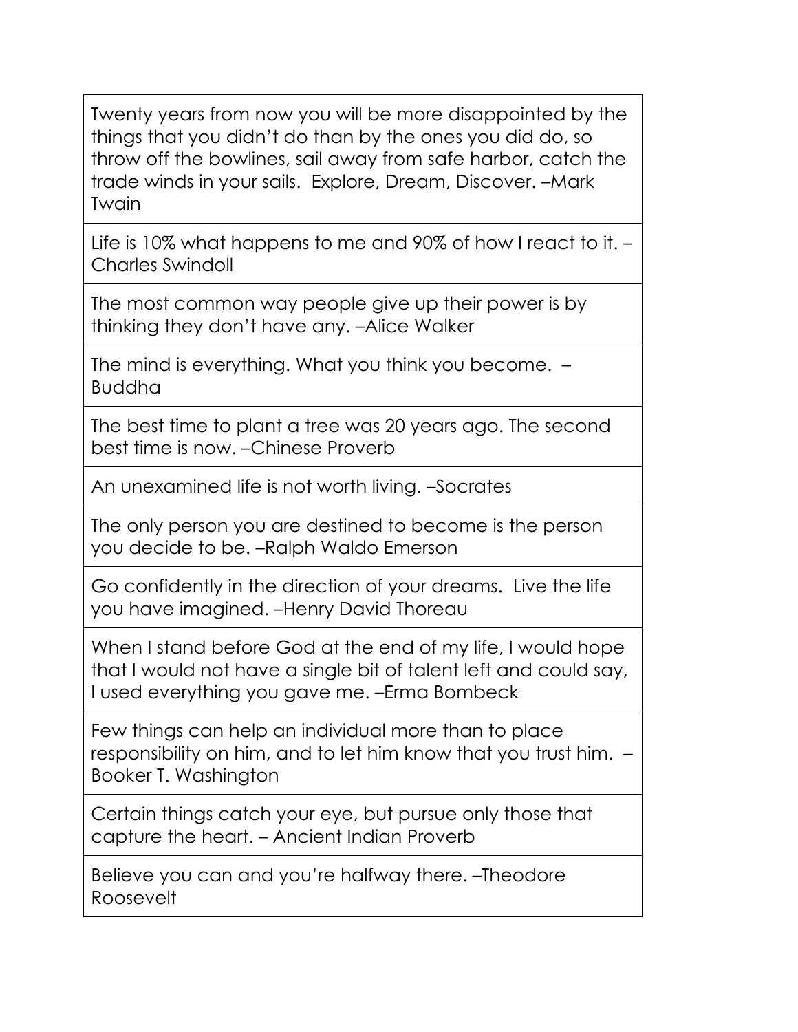| |
|---|
| Twenty years from now you will be more disappointed by the things that you didn't do than by the ones you did do, so throw off the bowlines, sail away from safe harbor, catch the trade winds in your sails.  Explore, Dream, Discover. –Mark Twain |
| Life is 10% what happens to me and 90% of how I react to it. –Charles Swindoll |
| The most common way people give up their power is by thinking they don't have any. –Alice Walker |
| The mind is everything. What you think you become.  –Buddha |
| The best time to plant a tree was 20 years ago. The second best time is now. –Chinese Proverb |
| An unexamined life is not worth living. –Socrates |
| The only person you are destined to become is the person you decide to be. –Ralph Waldo Emerson |
| Go confidently in the direction of your dreams.  Live the life you have imagined. –Henry David Thoreau |
| When I stand before God at the end of my life, I would hope that I would not have a single bit of talent left and could say, I used everything you gave me. –Erma Bombeck |
| Few things can help an individual more than to place responsibility on him, and to let him know that you trust him.  –Booker T. Washington |
| Certain things catch your eye, but pursue only those that capture the heart. – Ancient Indian Proverb |
| Believe you can and you're halfway there. –Theodore Roosevelt |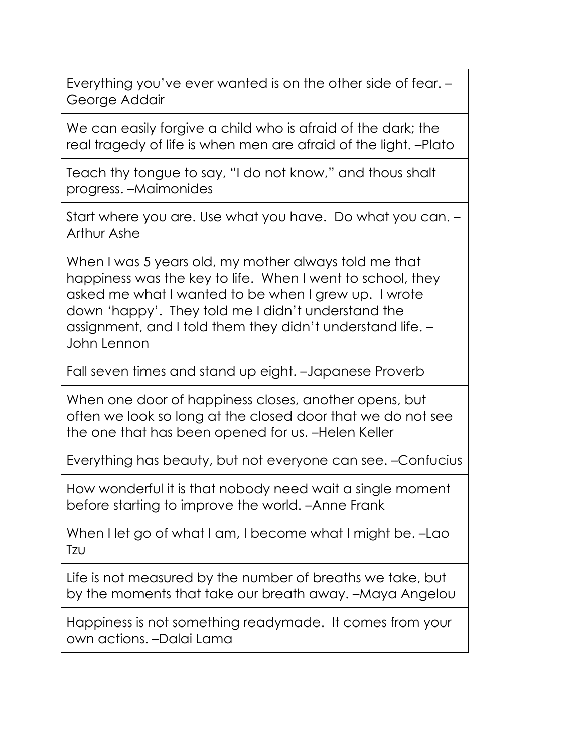| |
|---|
| Everything you've ever wanted is on the other side of fear. – George Addair |
| We can easily forgive a child who is afraid of the dark; the real tragedy of life is when men are afraid of the light. –Plato |
| Teach thy tongue to say, "I do not know," and thous shalt progress. –Maimonides |
| Start where you are. Use what you have. Do what you can. – Arthur Ashe |
| When I was 5 years old, my mother always told me that happiness was the key to life. When I went to school, they asked me what I wanted to be when I grew up. I wrote down 'happy'. They told me I didn't understand the assignment, and I told them they didn't understand life. – John Lennon |
| Fall seven times and stand up eight. –Japanese Proverb |
| When one door of happiness closes, another opens, but often we look so long at the closed door that we do not see the one that has been opened for us. –Helen Keller |
| Everything has beauty, but not everyone can see. –Confucius |
| How wonderful it is that nobody need wait a single moment before starting to improve the world. –Anne Frank |
| When I let go of what I am, I become what I might be. –Lao Tzu |
| Life is not measured by the number of breaths we take, but by the moments that take our breath away. –Maya Angelou |
| Happiness is not something readymade. It comes from your own actions. –Dalai Lama |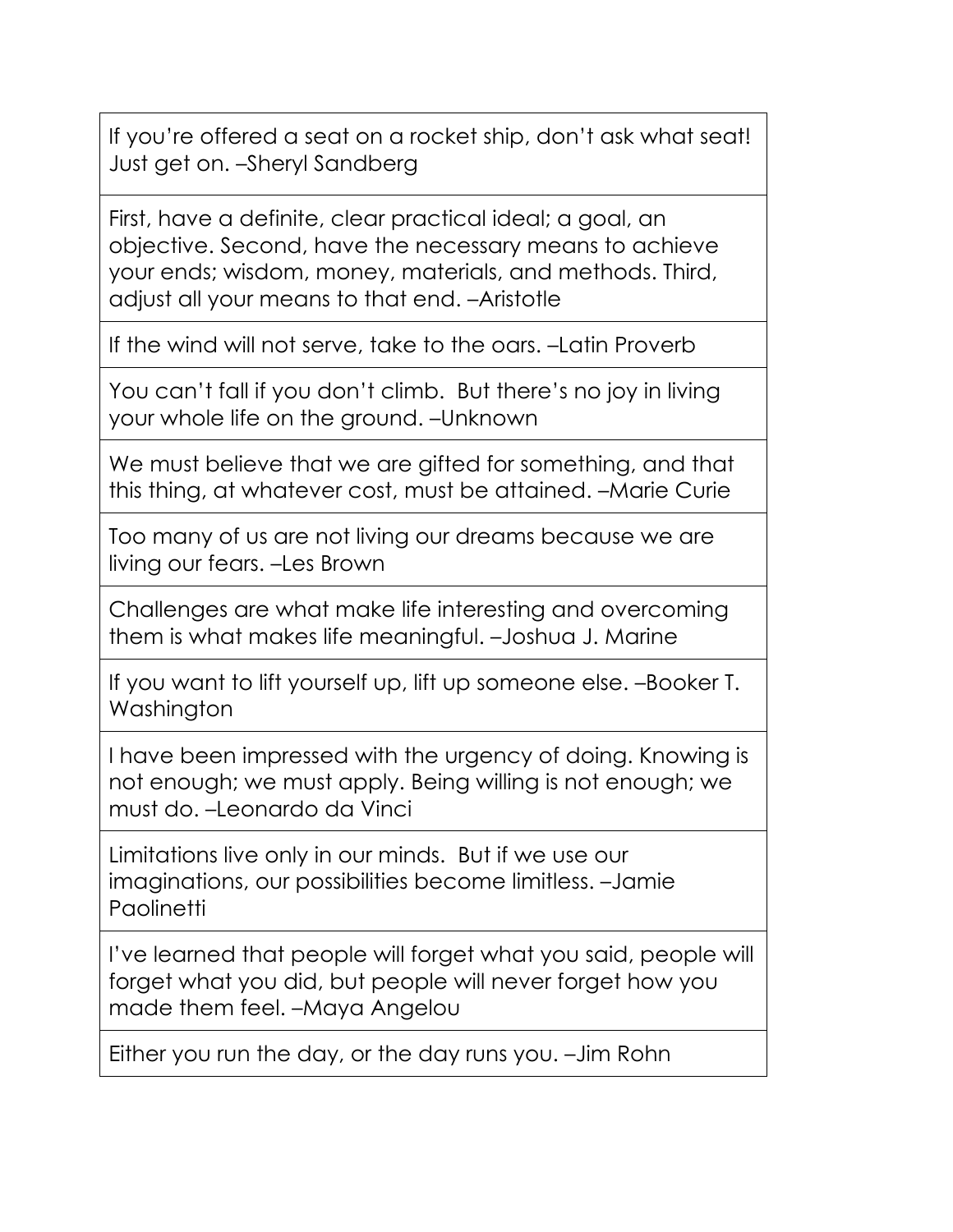| |
|---|
| If you're offered a seat on a rocket ship, don't ask what seat! Just get on. –Sheryl Sandberg |
| First, have a definite, clear practical ideal; a goal, an objective. Second, have the necessary means to achieve your ends; wisdom, money, materials, and methods. Third, adjust all your means to that end. –Aristotle |
| If the wind will not serve, take to the oars. –Latin Proverb |
| You can't fall if you don't climb. But there's no joy in living your whole life on the ground. –Unknown |
| We must believe that we are gifted for something, and that this thing, at whatever cost, must be attained. –Marie Curie |
| Too many of us are not living our dreams because we are living our fears. –Les Brown |
| Challenges are what make life interesting and overcoming them is what makes life meaningful. –Joshua J. Marine |
| If you want to lift yourself up, lift up someone else. –Booker T. Washington |
| I have been impressed with the urgency of doing. Knowing is not enough; we must apply. Being willing is not enough; we must do. –Leonardo da Vinci |
| Limitations live only in our minds. But if we use our imaginations, our possibilities become limitless. –Jamie Paolinetti |
| I've learned that people will forget what you said, people will forget what you did, but people will never forget how you made them feel. –Maya Angelou |
| Either you run the day, or the day runs you. –Jim Rohn |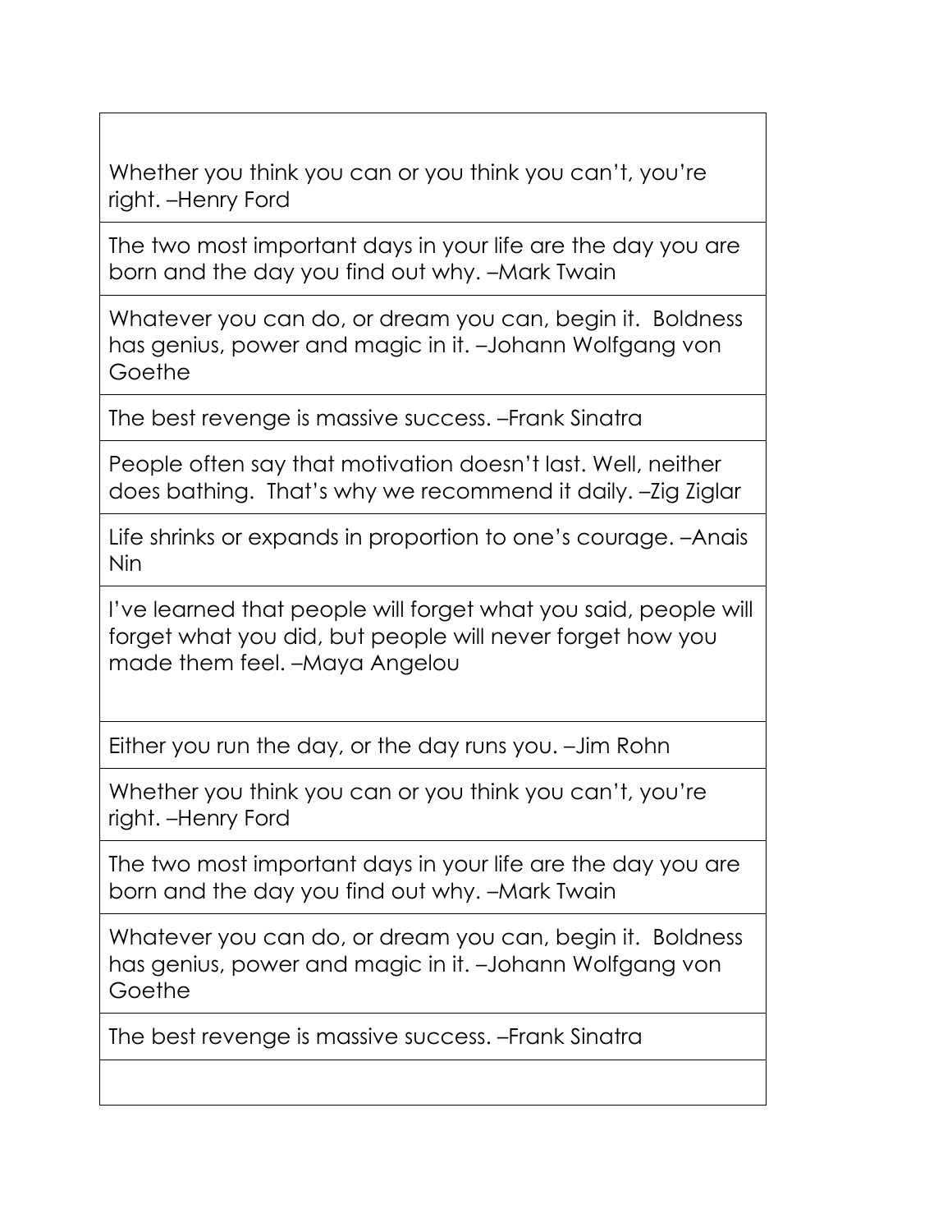Whether you think you can or you think you can't, you're right. –Henry Ford

The two most important days in your life are the day you are born and the day you find out why. –Mark Twain

Whatever you can do, or dream you can, begin it. Boldness has genius, power and magic in it. –Johann Wolfgang von Goethe

The best revenge is massive success. –Frank Sinatra

People often say that motivation doesn't last. Well, neither does bathing. That's why we recommend it daily. –Zig Ziglar

Life shrinks or expands in proportion to one's courage. –Anais Nin

I've learned that people will forget what you said, people will forget what you did, but people will never forget how you made them feel. –Maya Angelou

Either you run the day, or the day runs you. –Jim Rohn

Whether you think you can or you think you can't, you're right. –Henry Ford

The two most important days in your life are the day you are born and the day you find out why. –Mark Twain

Whatever you can do, or dream you can, begin it. Boldness has genius, power and magic in it. –Johann Wolfgang von Goethe

The best revenge is massive success. –Frank Sinatra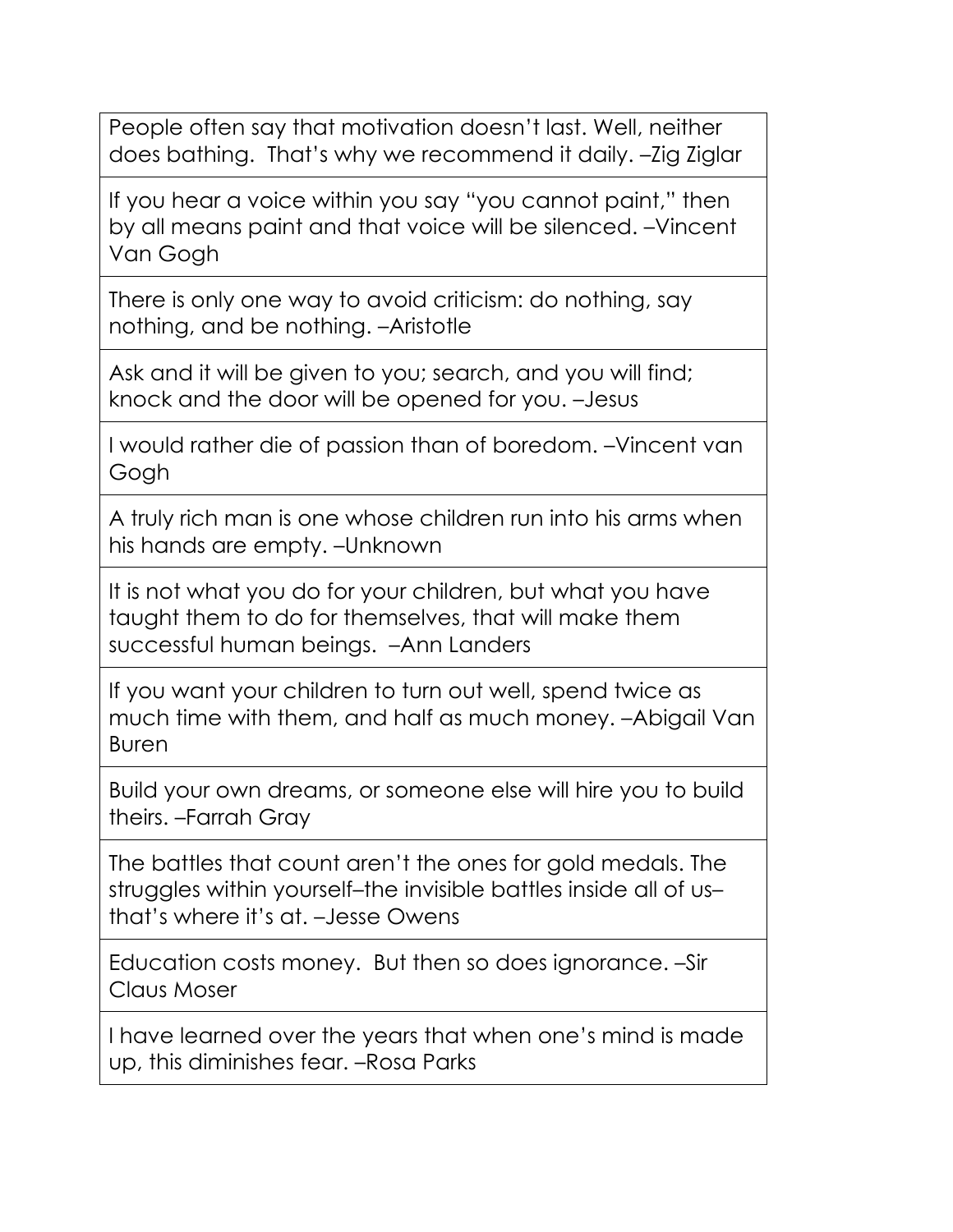| |
|---|
| People often say that motivation doesn't last. Well, neither does bathing. That's why we recommend it daily. –Zig Ziglar |
| If you hear a voice within you say "you cannot paint," then by all means paint and that voice will be silenced. –Vincent Van Gogh |
| There is only one way to avoid criticism: do nothing, say nothing, and be nothing. –Aristotle |
| Ask and it will be given to you; search, and you will find; knock and the door will be opened for you. –Jesus |
| I would rather die of passion than of boredom. –Vincent van Gogh |
| A truly rich man is one whose children run into his arms when his hands are empty. –Unknown |
| It is not what you do for your children, but what you have taught them to do for themselves, that will make them successful human beings. –Ann Landers |
| If you want your children to turn out well, spend twice as much time with them, and half as much money. –Abigail Van Buren |
| Build your own dreams, or someone else will hire you to build theirs. –Farrah Gray |
| The battles that count aren't the ones for gold medals. The struggles within yourself–the invisible battles inside all of us–that's where it's at. –Jesse Owens |
| Education costs money. But then so does ignorance. –Sir Claus Moser |
| I have learned over the years that when one's mind is made up, this diminishes fear. –Rosa Parks |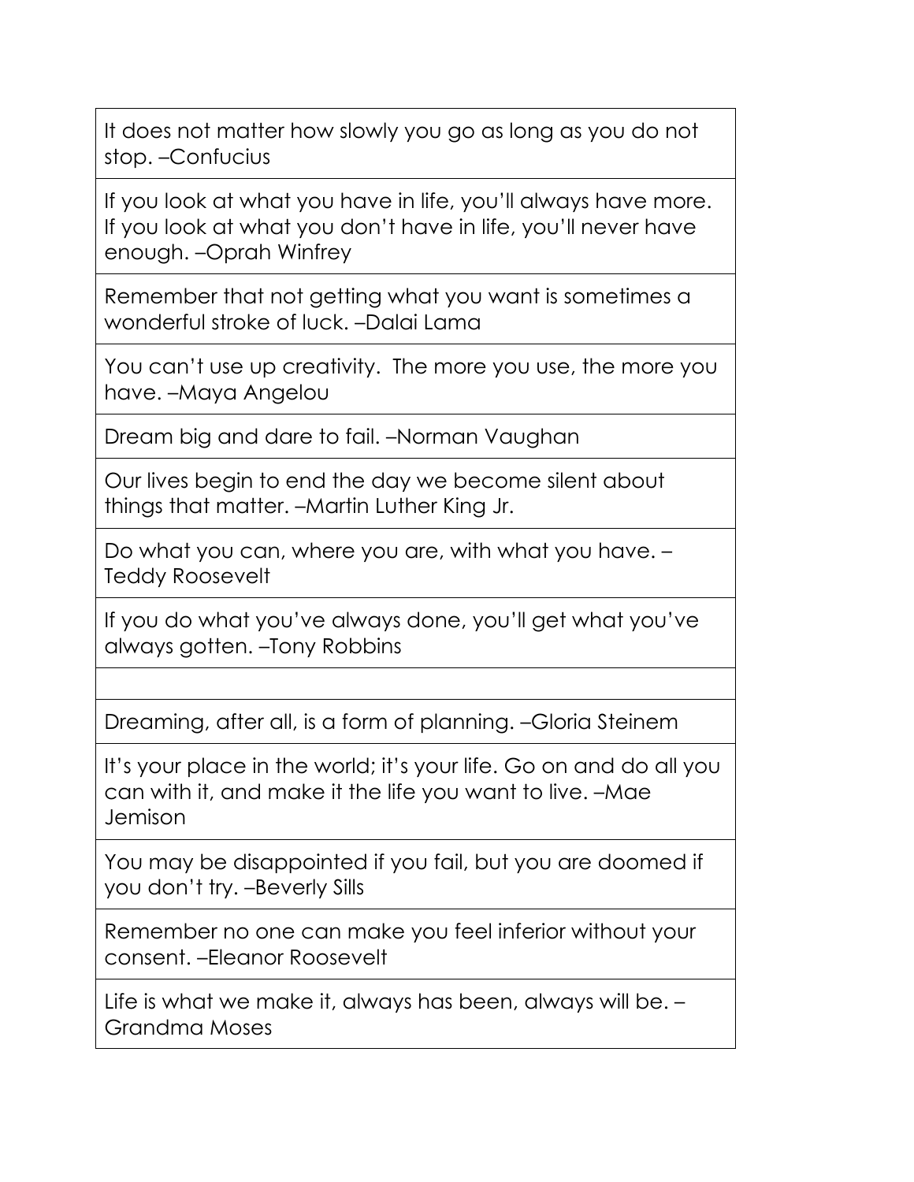| |
|---|
| It does not matter how slowly you go as long as you do not stop. –Confucius |
| If you look at what you have in life, you'll always have more. If you look at what you don't have in life, you'll never have enough. –Oprah Winfrey |
| Remember that not getting what you want is sometimes a wonderful stroke of luck. –Dalai Lama |
| You can't use up creativity. The more you use, the more you have. –Maya Angelou |
| Dream big and dare to fail. –Norman Vaughan |
| Our lives begin to end the day we become silent about things that matter. –Martin Luther King Jr. |
| Do what you can, where you are, with what you have. –Teddy Roosevelt |
| If you do what you've always done, you'll get what you've always gotten. –Tony Robbins |
| |
| Dreaming, after all, is a form of planning. –Gloria Steinem |
| It's your place in the world; it's your life. Go on and do all you can with it, and make it the life you want to live. –Mae Jemison |
| You may be disappointed if you fail, but you are doomed if you don't try. –Beverly Sills |
| Remember no one can make you feel inferior without your consent. –Eleanor Roosevelt |
| Life is what we make it, always has been, always will be. –Grandma Moses |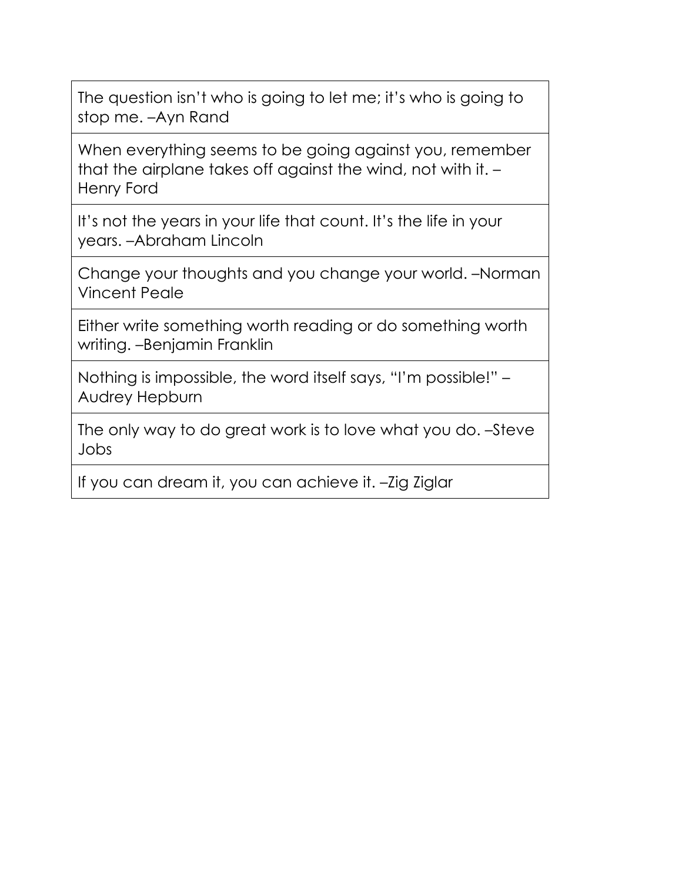| |
|---|
| The question isn't who is going to let me; it's who is going to stop me. –Ayn Rand |
| When everything seems to be going against you, remember that the airplane takes off against the wind, not with it. –Henry Ford |
| It's not the years in your life that count. It's the life in your years. –Abraham Lincoln |
| Change your thoughts and you change your world. –Norman Vincent Peale |
| Either write something worth reading or do something worth writing. –Benjamin Franklin |
| Nothing is impossible, the word itself says, "I'm possible!" –Audrey Hepburn |
| The only way to do great work is to love what you do. –Steve Jobs |
| If you can dream it, you can achieve it. –Zig Ziglar |